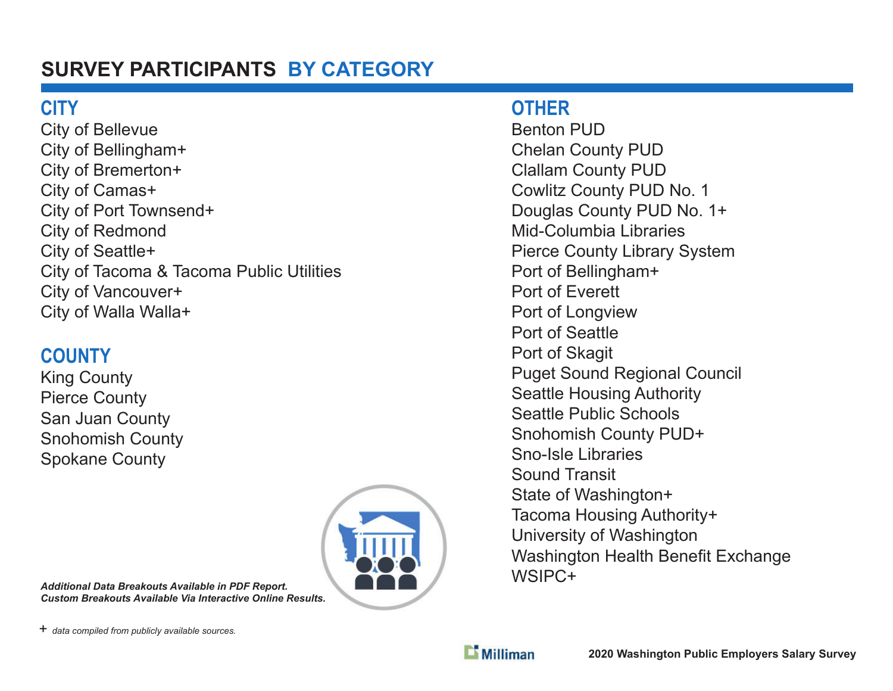# SURVEY PARTICIPANTS BY CATEGORY

## CITY

City of Bellevue
City of Bellingham+
City of Bremerton+
City of Camas+
City of Port Townsend+
City of Redmond
City of Seattle+
City of Tacoma & Tacoma Public Utilities
City of Vancouver+
City of Walla Walla+

## COUNTY

King County
Pierce County
San Juan County
Snohomish County
Spokane County

***Additional Data Breakouts Available in PDF Report.***
***Custom Breakouts Available Via Interactive Online Results.***

## OTHER

Benton PUD
Chelan County PUD
Clallam County PUD
Cowlitz County PUD No. 1
Douglas County PUD No. 1+
Mid-Columbia Libraries
Pierce County Library System
Port of Bellingham+
Port of Everett
Port of Longview
Port of Seattle
Port of Skagit
Puget Sound Regional Council
Seattle Housing Authority
Seattle Public Schools
Snohomish County PUD+
Sno-Isle Libraries
Sound Transit
State of Washington+
Tacoma Housing Authority+
University of Washington
Washington Health Benefit Exchange
WSIPC+

+ *data compiled from publicly available sources.*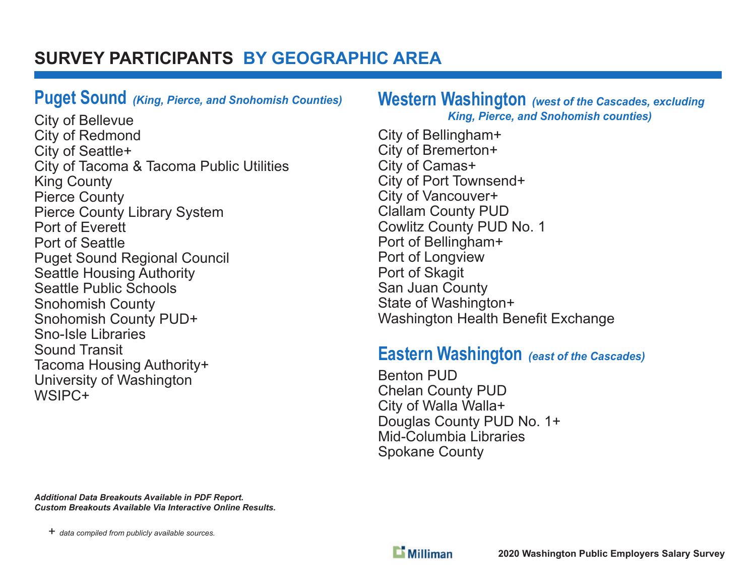# SURVEY PARTICIPANTS BY GEOGRAPHIC AREA

## Puget Sound *(King, Pierce, and Snohomish Counties)*

City of Bellevue
City of Redmond
City of Seattle+
City of Tacoma & Tacoma Public Utilities
King County
Pierce County
Pierce County Library System
Port of Everett
Port of Seattle
Puget Sound Regional Council
Seattle Housing Authority
Seattle Public Schools
Snohomish County
Snohomish County PUD+
Sno-Isle Libraries
Sound Transit
Tacoma Housing Authority+
University of Washington
WSIPC+

## Western Washington *(west of the Cascades, excluding King, Pierce, and Snohomish counties)*

City of Bellingham+
City of Bremerton+
City of Camas+
City of Port Townsend+
City of Vancouver+
Clallam County PUD
Cowlitz County PUD No. 1
Port of Bellingham+
Port of Longview
Port of Skagit
San Juan County
State of Washington+
Washington Health Benefit Exchange

## Eastern Washington *(east of the Cascades)*

Benton PUD
Chelan County PUD
City of Walla Walla+
Douglas County PUD No. 1+
Mid-Columbia Libraries
Spokane County

***Additional Data Breakouts Available in PDF Report.***
***Custom Breakouts Available Via Interactive Online Results.***

+ *data compiled from publicly available sources.*